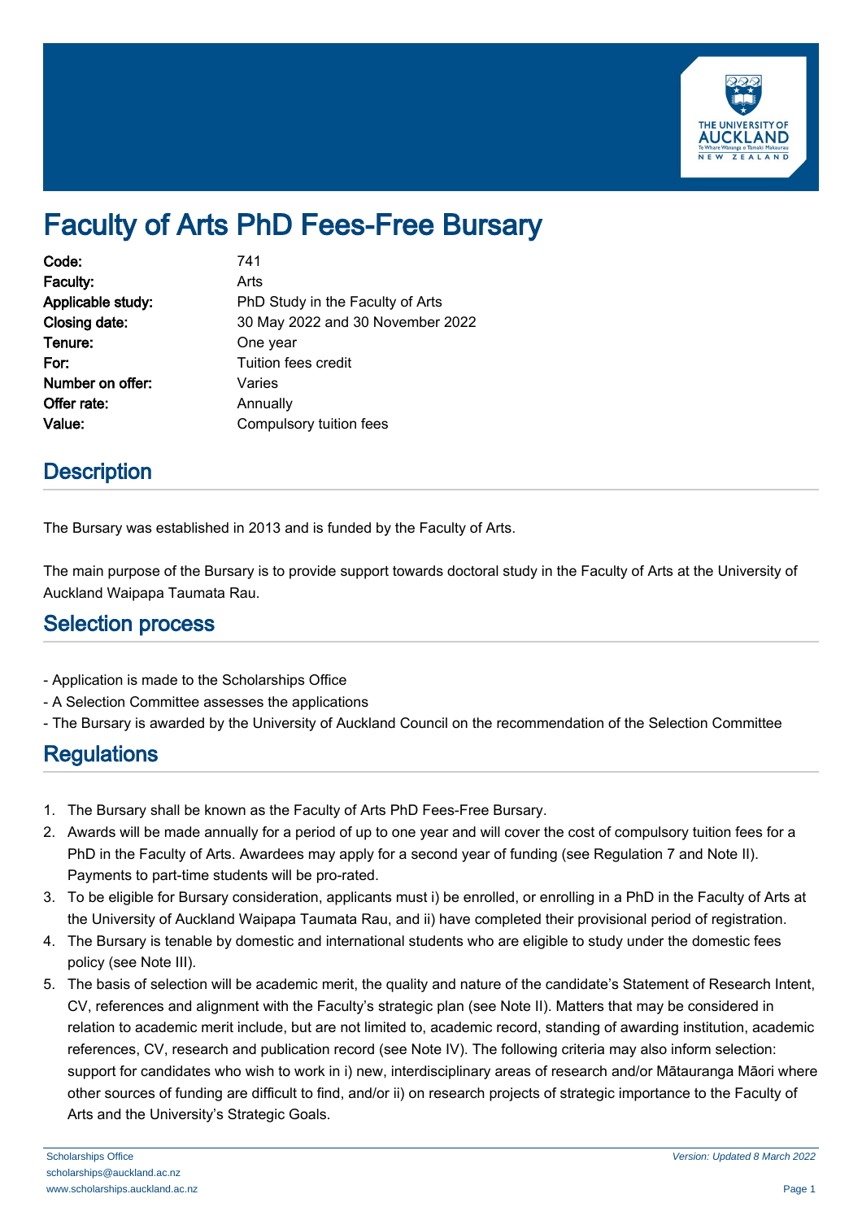# Faculty of Arts PhD Fees-Free Bursary

| | |
|---|---|
| **Code:** | 741 |
| **Faculty:** | Arts |
| **Applicable study:** | PhD Study in the Faculty of Arts |
| **Closing date:** | 30 May 2022 and 30 November 2022 |
| **Tenure:** | One year |
| **For:** | Tuition fees credit |
| **Number on offer:** | Varies |
| **Offer rate:** | Annually |
| **Value:** | Compulsory tuition fees |

## Description

The Bursary was established in 2013 and is funded by the Faculty of Arts.

The main purpose of the Bursary is to provide support towards doctoral study in the Faculty of Arts at the University of Auckland Waipapa Taumata Rau.

## Selection process

- Application is made to the Scholarships Office
- A Selection Committee assesses the applications
- The Bursary is awarded by the University of Auckland Council on the recommendation of the Selection Committee

## Regulations

1. The Bursary shall be known as the Faculty of Arts PhD Fees-Free Bursary.
2. Awards will be made annually for a period of up to one year and will cover the cost of compulsory tuition fees for a PhD in the Faculty of Arts. Awardees may apply for a second year of funding (see Regulation 7 and Note II). Payments to part-time students will be pro-rated.
3. To be eligible for Bursary consideration, applicants must i) be enrolled, or enrolling in a PhD in the Faculty of Arts at the University of Auckland Waipapa Taumata Rau, and ii) have completed their provisional period of registration.
4. The Bursary is tenable by domestic and international students who are eligible to study under the domestic fees policy (see Note III).
5. The basis of selection will be academic merit, the quality and nature of the candidate's Statement of Research Intent, CV, references and alignment with the Faculty's strategic plan (see Note II). Matters that may be considered in relation to academic merit include, but are not limited to, academic record, standing of awarding institution, academic references, CV, research and publication record (see Note IV). The following criteria may also inform selection: support for candidates who wish to work in i) new, interdisciplinary areas of research and/or Mātauranga Māori where other sources of funding are difficult to find, and/or ii) on research projects of strategic importance to the Faculty of Arts and the University's Strategic Goals.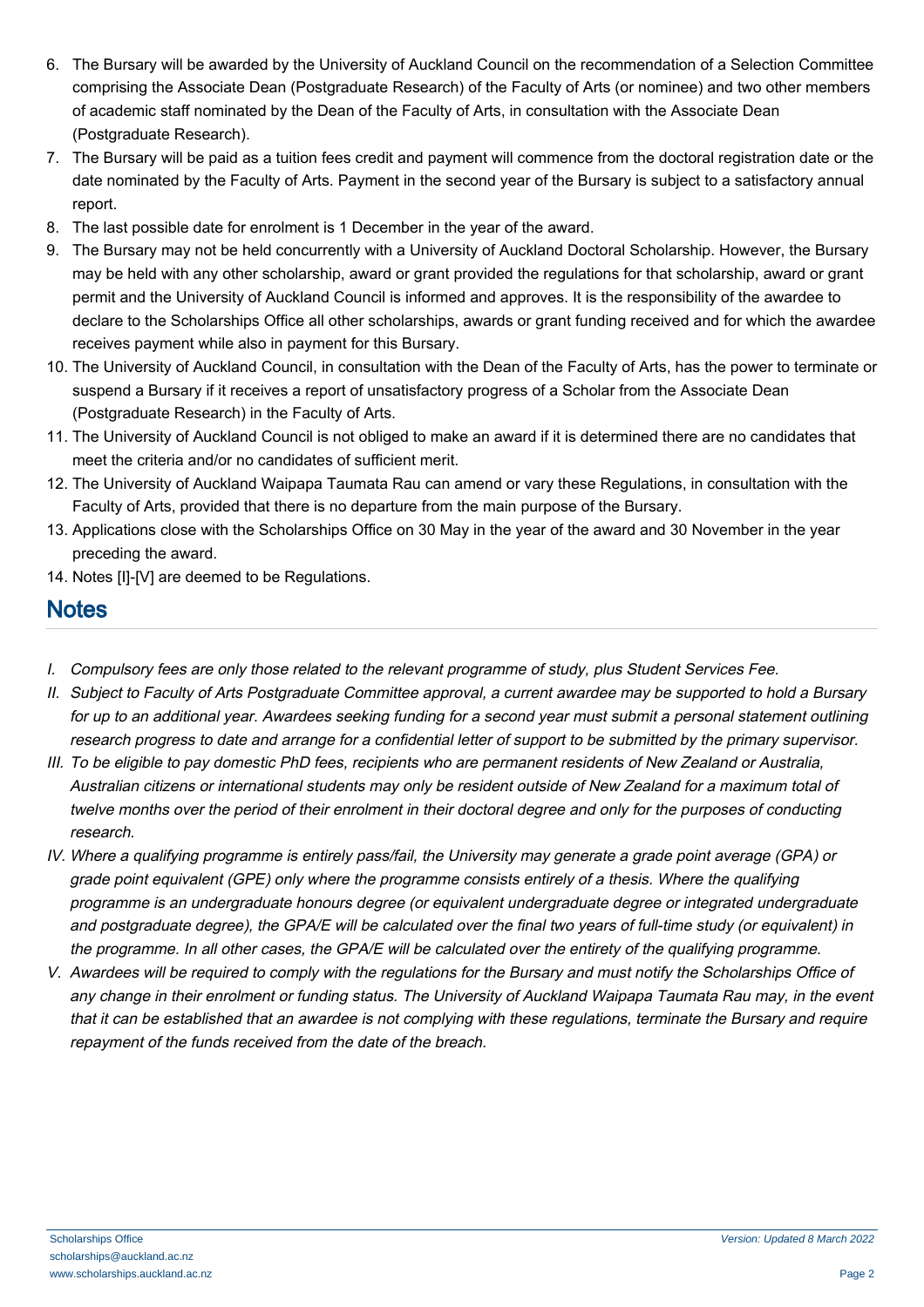6. The Bursary will be awarded by the University of Auckland Council on the recommendation of a Selection Committee comprising the Associate Dean (Postgraduate Research) of the Faculty of Arts (or nominee) and two other members of academic staff nominated by the Dean of the Faculty of Arts, in consultation with the Associate Dean (Postgraduate Research).
7. The Bursary will be paid as a tuition fees credit and payment will commence from the doctoral registration date or the date nominated by the Faculty of Arts. Payment in the second year of the Bursary is subject to a satisfactory annual report.
8. The last possible date for enrolment is 1 December in the year of the award.
9. The Bursary may not be held concurrently with a University of Auckland Doctoral Scholarship. However, the Bursary may be held with any other scholarship, award or grant provided the regulations for that scholarship, award or grant permit and the University of Auckland Council is informed and approves. It is the responsibility of the awardee to declare to the Scholarships Office all other scholarships, awards or grant funding received and for which the awardee receives payment while also in payment for this Bursary.
10. The University of Auckland Council, in consultation with the Dean of the Faculty of Arts, has the power to terminate or suspend a Bursary if it receives a report of unsatisfactory progress of a Scholar from the Associate Dean (Postgraduate Research) in the Faculty of Arts.
11. The University of Auckland Council is not obliged to make an award if it is determined there are no candidates that meet the criteria and/or no candidates of sufficient merit.
12. The University of Auckland Waipapa Taumata Rau can amend or vary these Regulations, in consultation with the Faculty of Arts, provided that there is no departure from the main purpose of the Bursary.
13. Applications close with the Scholarships Office on 30 May in the year of the award and 30 November in the year preceding the award.
14. Notes [I]-[V] are deemed to be Regulations.

## Notes

*I. Compulsory fees are only those related to the relevant programme of study, plus Student Services Fee.*

*II. Subject to Faculty of Arts Postgraduate Committee approval, a current awardee may be supported to hold a Bursary for up to an additional year. Awardees seeking funding for a second year must submit a personal statement outlining research progress to date and arrange for a confidential letter of support to be submitted by the primary supervisor.*

*III. To be eligible to pay domestic PhD fees, recipients who are permanent residents of New Zealand or Australia, Australian citizens or international students may only be resident outside of New Zealand for a maximum total of twelve months over the period of their enrolment in their doctoral degree and only for the purposes of conducting research.*

*IV. Where a qualifying programme is entirely pass/fail, the University may generate a grade point average (GPA) or grade point equivalent (GPE) only where the programme consists entirely of a thesis. Where the qualifying programme is an undergraduate honours degree (or equivalent undergraduate degree or integrated undergraduate and postgraduate degree), the GPA/E will be calculated over the final two years of full-time study (or equivalent) in the programme. In all other cases, the GPA/E will be calculated over the entirety of the qualifying programme.*

*V. Awardees will be required to comply with the regulations for the Bursary and must notify the Scholarships Office of any change in their enrolment or funding status. The University of Auckland Waipapa Taumata Rau may, in the event that it can be established that an awardee is not complying with these regulations, terminate the Bursary and require repayment of the funds received from the date of the breach.*